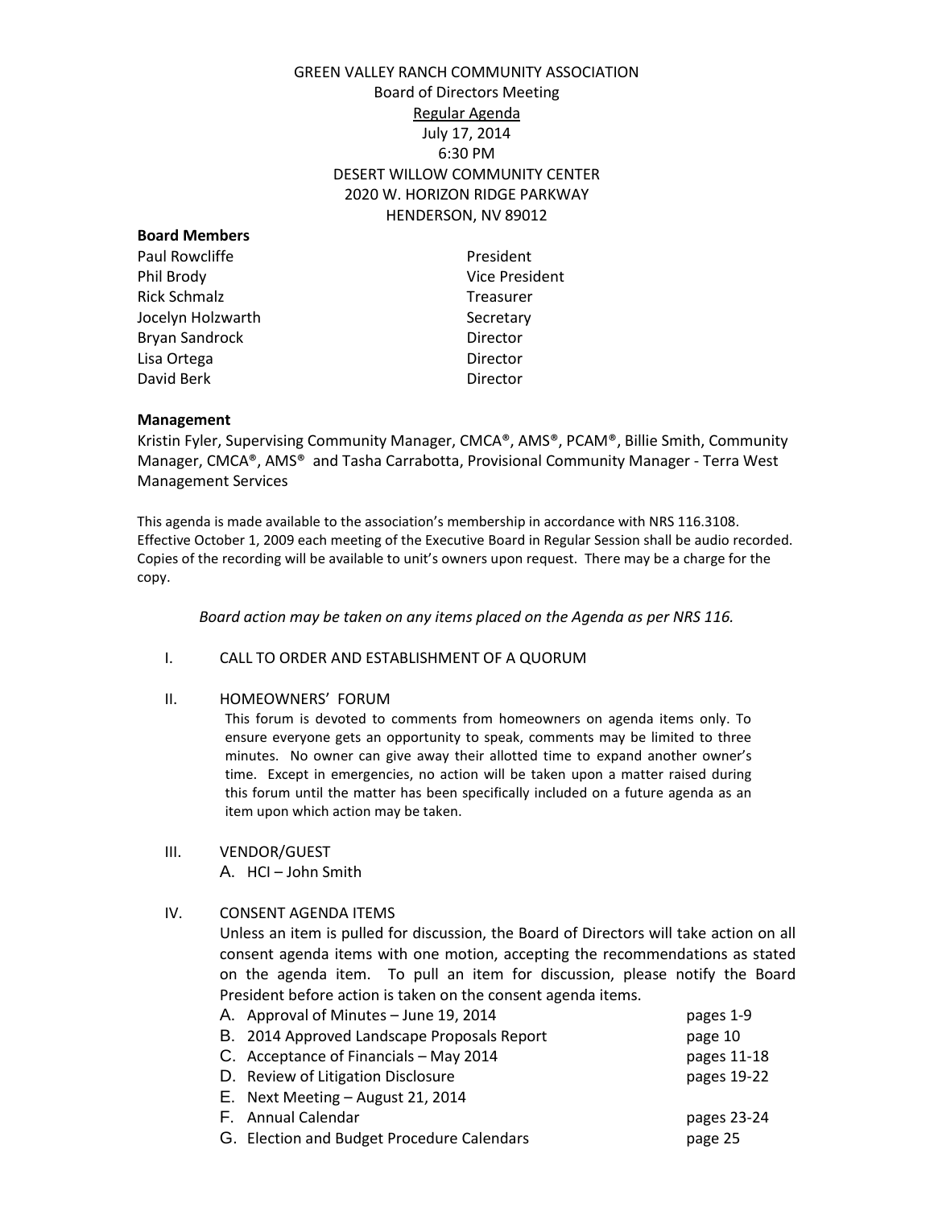# GREEN VALLEY RANCH COMMUNITY ASSOCIATION

Board of Directors Meeting

Regular Agenda

July 17, 2014

6:30 PM

DESERT WILLOW COMMUNITY CENTER

2020 W. HORIZON RIDGE PARKWAY

HENDERSON, NV 89012

**Board Members**

| | |
|---|---|
| Paul Rowcliffe | President |
| Phil Brody | Vice President |
| Rick Schmalz | Treasurer |
| Jocelyn Holzwarth | Secretary |
| Bryan Sandrock | Director |
| Lisa Ortega | Director |
| David Berk | Director |

**Management**

Kristin Fyler, Supervising Community Manager, CMCA®, AMS®, PCAM®, Billie Smith, Community Manager, CMCA®, AMS® and Tasha Carrabotta, Provisional Community Manager - Terra West Management Services

This agenda is made available to the association's membership in accordance with NRS 116.3108. Effective October 1, 2009 each meeting of the Executive Board in Regular Session shall be audio recorded. Copies of the recording will be available to unit's owners upon request. There may be a charge for the copy.

*Board action may be taken on any items placed on the Agenda as per NRS 116.*

I. CALL TO ORDER AND ESTABLISHMENT OF A QUORUM

II. HOMEOWNERS' FORUM

This forum is devoted to comments from homeowners on agenda items only. To ensure everyone gets an opportunity to speak, comments may be limited to three minutes. No owner can give away their allotted time to expand another owner's time. Except in emergencies, no action will be taken upon a matter raised during this forum until the matter has been specifically included on a future agenda as an item upon which action may be taken.

III. VENDOR/GUEST

A. HCI – John Smith

IV. CONSENT AGENDA ITEMS

Unless an item is pulled for discussion, the Board of Directors will take action on all consent agenda items with one motion, accepting the recommendations as stated on the agenda item. To pull an item for discussion, please notify the Board President before action is taken on the consent agenda items.

| | |
|---|---|
| A. Approval of Minutes – June 19, 2014 | pages 1-9 |
| B. 2014 Approved Landscape Proposals Report | page 10 |
| C. Acceptance of Financials – May 2014 | pages 11-18 |
| D. Review of Litigation Disclosure | pages 19-22 |
| E. Next Meeting – August 21, 2014 | |
| F. Annual Calendar | pages 23-24 |
| G. Election and Budget Procedure Calendars | page 25 |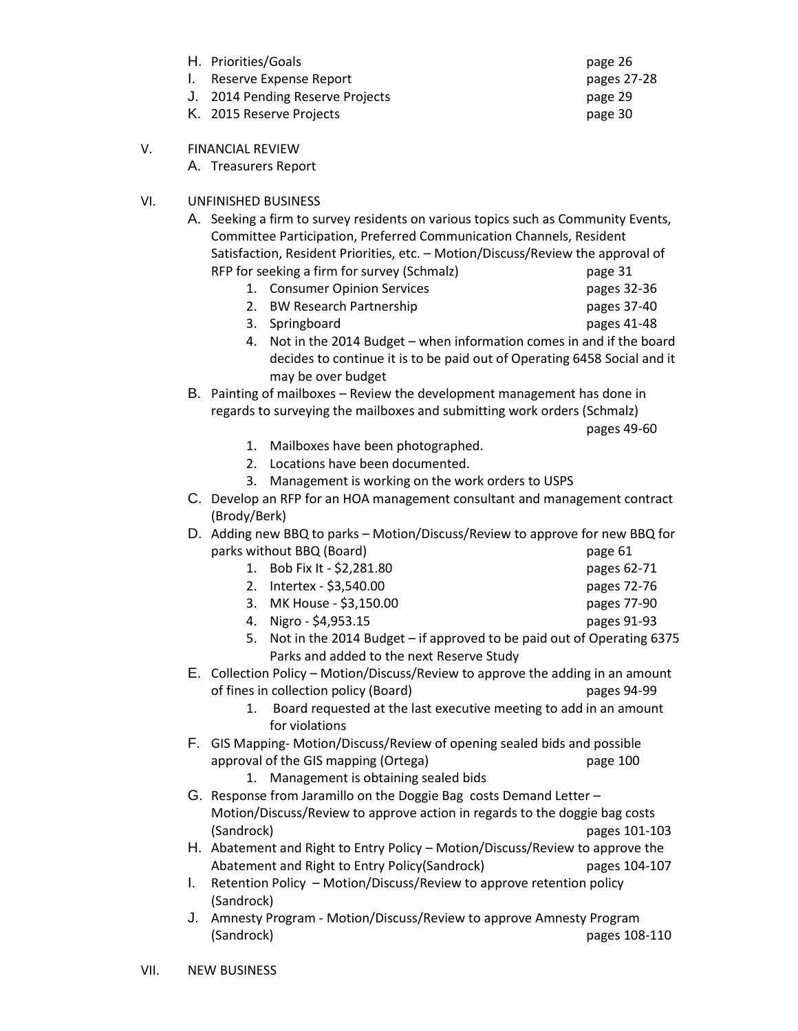H. Priorities/Goals page 26
I. Reserve Expense Report pages 27-28
J. 2014 Pending Reserve Projects page 29
K. 2015 Reserve Projects page 30

V. FINANCIAL REVIEW
   A. Treasurers Report

VI. UNFINISHED BUSINESS
   A. Seeking a firm to survey residents on various topics such as Community Events, Committee Participation, Preferred Communication Channels, Resident Satisfaction, Resident Priorities, etc. – Motion/Discuss/Review the approval of RFP for seeking a firm for survey (Schmalz) page 31
      1. Consumer Opinion Services pages 32-36
      2. BW Research Partnership pages 37-40
      3. Springboard pages 41-48
      4. Not in the 2014 Budget – when information comes in and if the board decides to continue it is to be paid out of Operating 6458 Social and it may be over budget
   B. Painting of mailboxes – Review the development management has done in regards to surveying the mailboxes and submitting work orders (Schmalz) pages 49-60
      1. Mailboxes have been photographed.
      2. Locations have been documented.
      3. Management is working on the work orders to USPS
   C. Develop an RFP for an HOA management consultant and management contract (Brody/Berk)
   D. Adding new BBQ to parks – Motion/Discuss/Review to approve for new BBQ for parks without BBQ (Board) page 61
      1. Bob Fix It - $2,281.80 pages 62-71
      2. Intertex - $3,540.00 pages 72-76
      3. MK House - $3,150.00 pages 77-90
      4. Nigro - $4,953.15 pages 91-93
      5. Not in the 2014 Budget – if approved to be paid out of Operating 6375 Parks and added to the next Reserve Study
   E. Collection Policy – Motion/Discuss/Review to approve the adding in an amount of fines in collection policy (Board) pages 94-99
      1. Board requested at the last executive meeting to add in an amount for violations
   F. GIS Mapping- Motion/Discuss/Review of opening sealed bids and possible approval of the GIS mapping (Ortega) page 100
      1. Management is obtaining sealed bids
   G. Response from Jaramillo on the Doggie Bag costs Demand Letter – Motion/Discuss/Review to approve action in regards to the doggie bag costs (Sandrock) pages 101-103
   H. Abatement and Right to Entry Policy – Motion/Discuss/Review to approve the Abatement and Right to Entry Policy(Sandrock) pages 104-107
   I. Retention Policy – Motion/Discuss/Review to approve retention policy (Sandrock)
   J. Amnesty Program - Motion/Discuss/Review to approve Amnesty Program (Sandrock) pages 108-110

VII. NEW BUSINESS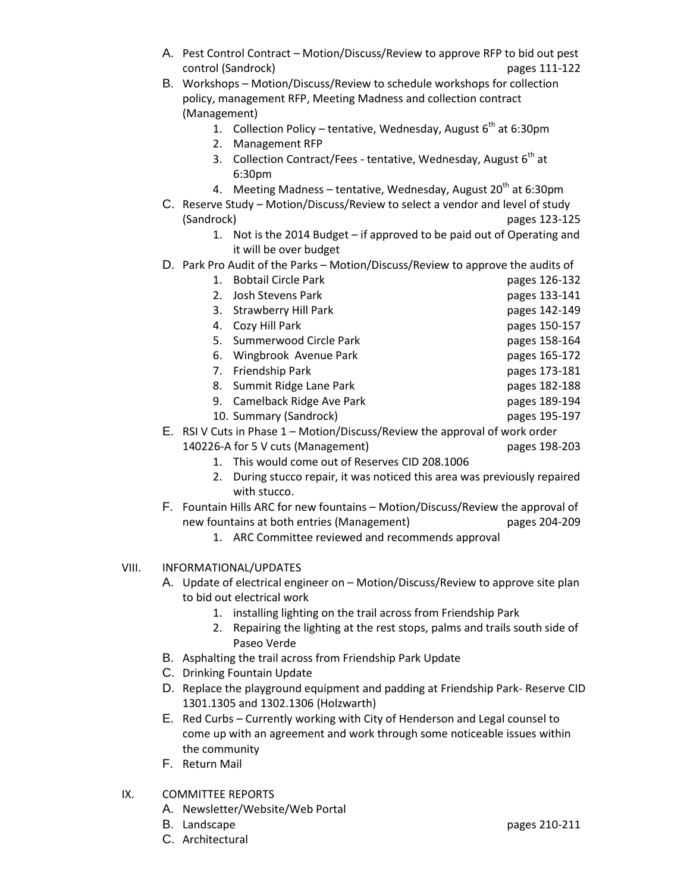A. Pest Control Contract – Motion/Discuss/Review to approve RFP to bid out pest control (Sandrock) pages 111-122

B. Workshops – Motion/Discuss/Review to schedule workshops for collection policy, management RFP, Meeting Madness and collection contract (Management)

1. Collection Policy – tentative, Wednesday, August 6th at 6:30pm
2. Management RFP
3. Collection Contract/Fees - tentative, Wednesday, August 6th at 6:30pm
4. Meeting Madness – tentative, Wednesday, August 20th at 6:30pm

C. Reserve Study – Motion/Discuss/Review to select a vendor and level of study (Sandrock) pages 123-125

1. Not is the 2014 Budget – if approved to be paid out of Operating and it will be over budget

D. Park Pro Audit of the Parks – Motion/Discuss/Review to approve the audits of

1. Bobtail Circle Park pages 126-132
2. Josh Stevens Park pages 133-141
3. Strawberry Hill Park pages 142-149
4. Cozy Hill Park pages 150-157
5. Summerwood Circle Park pages 158-164
6. Wingbrook Avenue Park pages 165-172
7. Friendship Park pages 173-181
8. Summit Ridge Lane Park pages 182-188
9. Camelback Ridge Ave Park pages 189-194
10. Summary (Sandrock) pages 195-197

E. RSI V Cuts in Phase 1 – Motion/Discuss/Review the approval of work order 140226-A for 5 V cuts (Management) pages 198-203

1. This would come out of Reserves CID 208.1006
2. During stucco repair, it was noticed this area was previously repaired with stucco.

F. Fountain Hills ARC for new fountains – Motion/Discuss/Review the approval of new fountains at both entries (Management) pages 204-209

1. ARC Committee reviewed and recommends approval

VIII. INFORMATIONAL/UPDATES

A. Update of electrical engineer on – Motion/Discuss/Review to approve site plan to bid out electrical work

1. installing lighting on the trail across from Friendship Park
2. Repairing the lighting at the rest stops, palms and trails south side of Paseo Verde

B. Asphalting the trail across from Friendship Park Update

C. Drinking Fountain Update

D. Replace the playground equipment and padding at Friendship Park- Reserve CID 1301.1305 and 1302.1306 (Holzwarth)

E. Red Curbs – Currently working with City of Henderson and Legal counsel to come up with an agreement and work through some noticeable issues within the community

F. Return Mail

IX. COMMITTEE REPORTS

A. Newsletter/Website/Web Portal

B. Landscape pages 210-211

C. Architectural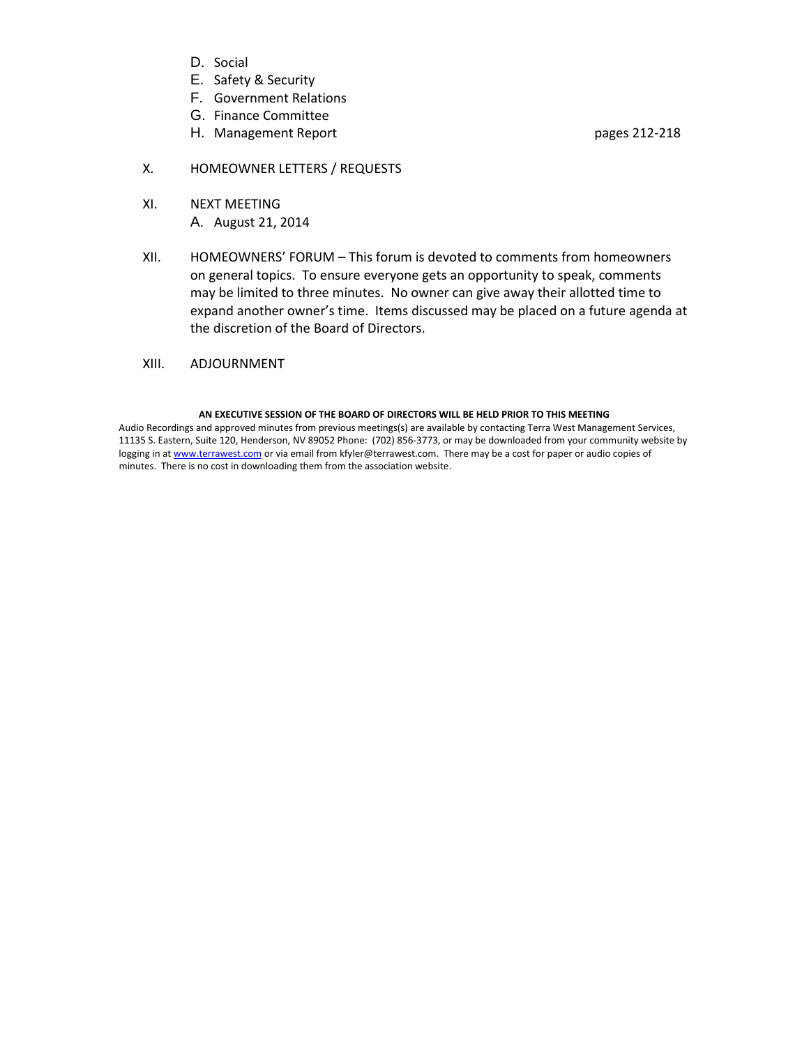D. Social
E. Safety & Security
F. Government Relations
G. Finance Committee
H. Management Report pages 212-218

X. HOMEOWNER LETTERS / REQUESTS

XI. NEXT MEETING
A. August 21, 2014

XII. HOMEOWNERS' FORUM – This forum is devoted to comments from homeowners on general topics. To ensure everyone gets an opportunity to speak, comments may be limited to three minutes. No owner can give away their allotted time to expand another owner's time. Items discussed may be placed on a future agenda at the discretion of the Board of Directors.

XIII. ADJOURNMENT

**AN EXECUTIVE SESSION OF THE BOARD OF DIRECTORS WILL BE HELD PRIOR TO THIS MEETING**

Audio Recordings and approved minutes from previous meetings(s) are available by contacting Terra West Management Services, 11135 S. Eastern, Suite 120, Henderson, NV 89052 Phone: (702) 856-3773, or may be downloaded from your community website by logging in at www.terrawest.com or via email from kfyler@terrawest.com. There may be a cost for paper or audio copies of minutes. There is no cost in downloading them from the association website.